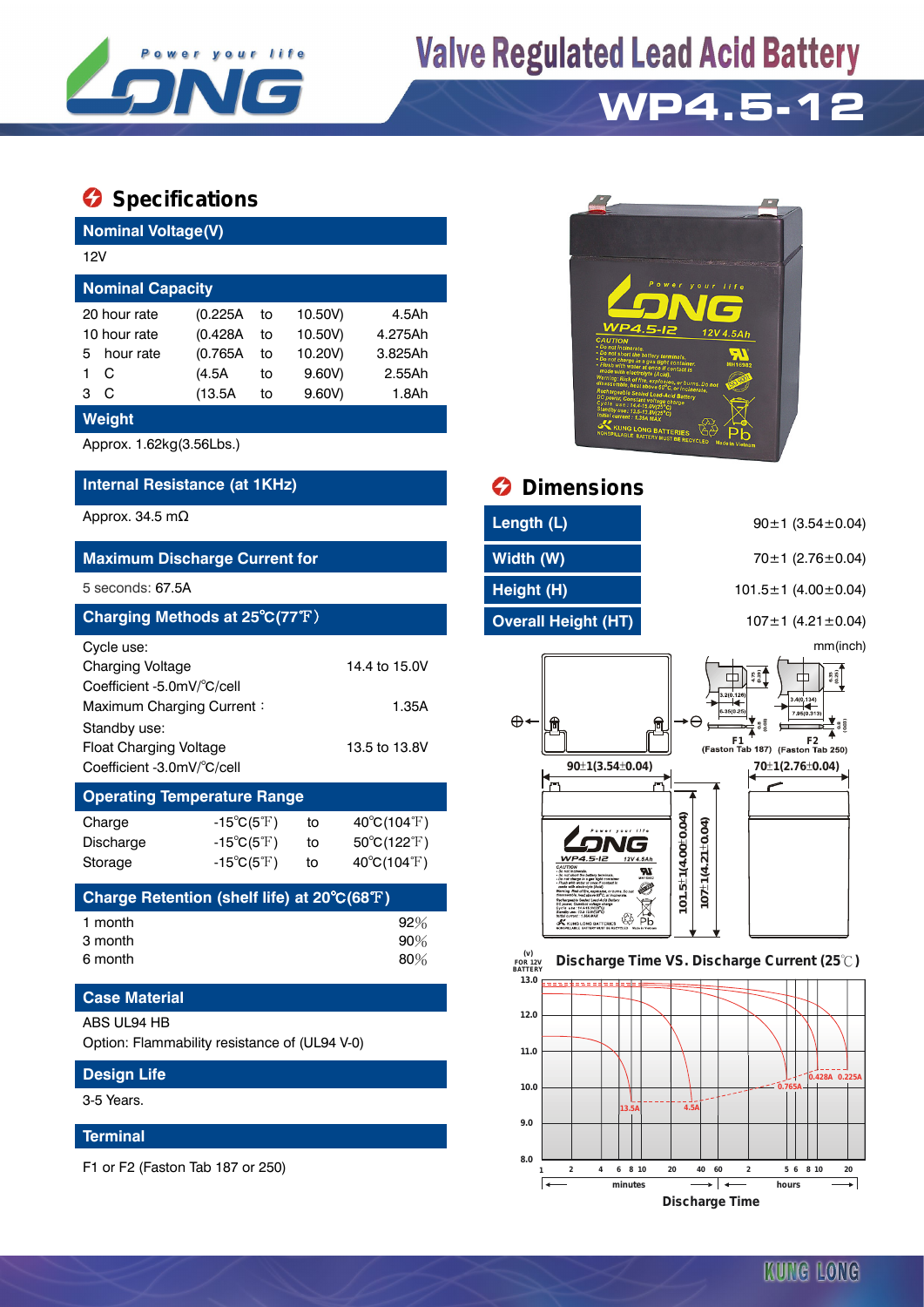# Valve Regulated Lead Acid Battery

# WP4.5-12

## Specifications

**Nominal Voltage(V)**

12V

**Nominal Capacity**

| | | | | |
|---|---|---|---|---|
| 20 hour rate | (0.225A | to | 10.50V) | 4.5Ah |
| 10 hour rate | (0.428A | to | 10.50V) | 4.275Ah |
| 5 hour rate | (0.765A | to | 10.20V) | 3.825Ah |
| 1 C | (4.5A | to | 9.60V) | 2.55Ah |
| 3 C | (13.5A | to | 9.60V) | 1.8Ah |

**Weight**

Approx. 1.62kg(3.56Lbs.)

**Internal Resistance (at 1KHz)**

Approx. 34.5 mΩ

**Maximum Discharge Current for**

5 seconds: 67.5A

**Charging Methods at 25℃(77℉)**

Cycle use:

| | |
|---|---|
| Charging Voltage | 14.4 to 15.0V |
| Coefficient -5.0mV/℃/cell | |
| Maximum Charging Current： | 1.35A |

Standby use:

| | |
|---|---|
| Float Charging Voltage | 13.5 to 13.8V |
| Coefficient -3.0mV/℃/cell | |

**Operating Temperature Range**

| | | | |
|---|---|---|---|
| Charge | -15℃(5℉) | to | 40℃(104℉) |
| Discharge | -15℃(5℉) | to | 50℃(122℉) |
| Storage | -15℃(5℉) | to | 40℃(104℉) |

**Charge Retention (shelf life) at 20℃(68℉)**

| | |
|---|---|
| 1 month | 92% |
| 3 month | 90% |
| 6 month | 80% |

**Case Material**

ABS UL94 HB

Option: Flammability resistance of (UL94 V-0)

**Design Life**

3-5 Years.

**Terminal**

F1 or F2 (Faston Tab 187 or 250)

## Dimensions

| | |
|---|---|
| Length (L) | 90±1 (3.54±0.04) |
| Width (W) | 70±1 (2.76±0.04) |
| Height (H) | 101.5±1 (4.00±0.04) |
| Overall Height (HT) | 107±1 (4.21±0.04) |

mm(inch)

F1 (Faston Tab 187) F2 (Faston Tab 250)

90±1(3.54±0.04) 70±1(2.76±0.04) 101.5±1(4.00±0.04) 107±1(4.21±0.04)

**Discharge Time VS. Discharge Current (25℃)**

(V) FOR 12V BATTERY

Curves: 13.5A, 4.5A, 0.765A, 0.428A, 0.225A

Discharge Time (minutes / hours)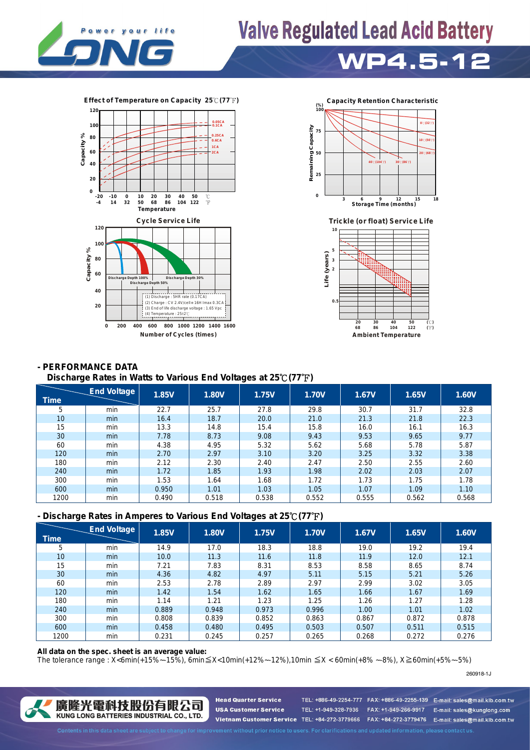# Valve Regulated Lead Acid Battery

## WP4.5-12

Power your life

LONG

**Effect of Temperature on Capacity 25℃(77℉)**

Capacity %

120
100
80
60
40
20
0

0.05CA
0.1CA
0.25CA
0.6CA
1CA
2CA

-20 -10 0 10 20 30 40 50 ℃
-4 14 32 50 68 86 104 122 ℉

Temperature

**Capacity Retention Characteristic**

(%)
100
75
50
25
0

Remaining Capacity

0℃(32℉)
10℃(50℉)
20℃(68℉)
30℃(86℉)
40℃(104℉)

3 6 9 12 15 18

Storage Time (months)

**Cycle Service Life**

Capacity %

120
100
80
60
40
20

Discharge Depth 100%
Discharge Depth 50%
Discharge Depth 30%

(1) Discharge : 5HR rate (0.17CA)
(2) Charge : CV 2.4V/cell≡16H Imax 0.3CA
(3) End of life discharge voltage : 1.65 Vpc
(4) Temperature : 25±2℃

0 200 400 600 800 1000 1200 1400 1600

Number of Cycles (times)

**Trickle (or float) Service Life**

Life (years)

10
5
3
2
0.5

20 30 40 50 (℃)
68 86 104 122 (℉)

Ambient Temperature

## - PERFORMANCE DATA

**Discharge Rates in Watts to Various End Voltages at 25℃(77℉)**

| Time | | 1.85V | 1.80V | 1.75V | 1.70V | 1.67V | 1.65V | 1.60V |
|---|---|---|---|---|---|---|---|---|
| 5 | min | 22.7 | 25.7 | 27.8 | 29.8 | 30.7 | 31.7 | 32.8 |
| 10 | min | 16.4 | 18.7 | 20.0 | 21.0 | 21.3 | 21.8 | 22.3 |
| 15 | min | 13.3 | 14.8 | 15.4 | 15.8 | 16.0 | 16.1 | 16.3 |
| 30 | min | 7.78 | 8.73 | 9.08 | 9.43 | 9.53 | 9.65 | 9.77 |
| 60 | min | 4.38 | 4.95 | 5.32 | 5.62 | 5.68 | 5.78 | 5.87 |
| 120 | min | 2.70 | 2.97 | 3.10 | 3.20 | 3.25 | 3.32 | 3.38 |
| 180 | min | 2.12 | 2.30 | 2.40 | 2.47 | 2.50 | 2.55 | 2.60 |
| 240 | min | 1.72 | 1.85 | 1.93 | 1.98 | 2.02 | 2.03 | 2.07 |
| 300 | min | 1.53 | 1.64 | 1.68 | 1.72 | 1.73 | 1.75 | 1.78 |
| 600 | min | 0.950 | 1.01 | 1.03 | 1.05 | 1.07 | 1.09 | 1.10 |
| 1200 | min | 0.490 | 0.518 | 0.538 | 0.552 | 0.555 | 0.562 | 0.568 |

**- Discharge Rates in Amperes to Various End Voltages at 25℃(77℉)**

| Time | | 1.85V | 1.80V | 1.75V | 1.70V | 1.67V | 1.65V | 1.60V |
|---|---|---|---|---|---|---|---|---|
| 5 | min | 14.9 | 17.0 | 18.3 | 18.8 | 19.0 | 19.2 | 19.4 |
| 10 | min | 10.0 | 11.3 | 11.6 | 11.8 | 11.9 | 12.0 | 12.1 |
| 15 | min | 7.21 | 7.83 | 8.31 | 8.53 | 8.58 | 8.65 | 8.74 |
| 30 | min | 4.36 | 4.82 | 4.97 | 5.11 | 5.15 | 5.21 | 5.26 |
| 60 | min | 2.53 | 2.78 | 2.89 | 2.97 | 2.99 | 3.02 | 3.05 |
| 120 | min | 1.42 | 1.54 | 1.62 | 1.65 | 1.66 | 1.67 | 1.69 |
| 180 | min | 1.14 | 1.21 | 1.23 | 1.25 | 1.26 | 1.27 | 1.28 |
| 240 | min | 0.889 | 0.948 | 0.973 | 0.996 | 1.00 | 1.01 | 1.02 |
| 300 | min | 0.808 | 0.839 | 0.852 | 0.863 | 0.867 | 0.872 | 0.878 |
| 600 | min | 0.458 | 0.480 | 0.495 | 0.503 | 0.507 | 0.511 | 0.515 |
| 1200 | min | 0.231 | 0.245 | 0.257 | 0.265 | 0.268 | 0.272 | 0.276 |

**All data on the spec. sheet is an average value:**

The tolerance range : X<6min(+15%~-15%), 6min≦X<10min(+12%~-12%),10min ≦X < 60min(+8% ~-8%), X≧60min(+5%~-5%)

260918-1J

廣隆光電科技股份有限公司
KUNG LONG BATTERIES INDUSTRIAL CO., LTD.

| | | | |
|---|---|---|---|
| Head Quarter Service | TEL: +886-49-2254-777 | FAX: +886-49-2255-139 | E-mail: sales@mail.klb.com.tw |
| USA Customer Service | TEL: +1-949-328-7936 | FAX: +1-949-266-9917 | E-mail: sales@kunglong.com |
| Vietnam Customer Service | TEL: +84-272-3779666 | FAX: +84-272-3779476 | E-mail: sales@mail.klb.com.tw |

Contents in this data sheet are subject to change for improvement without prior notice to users. For clarifications and updated information, please contact us.